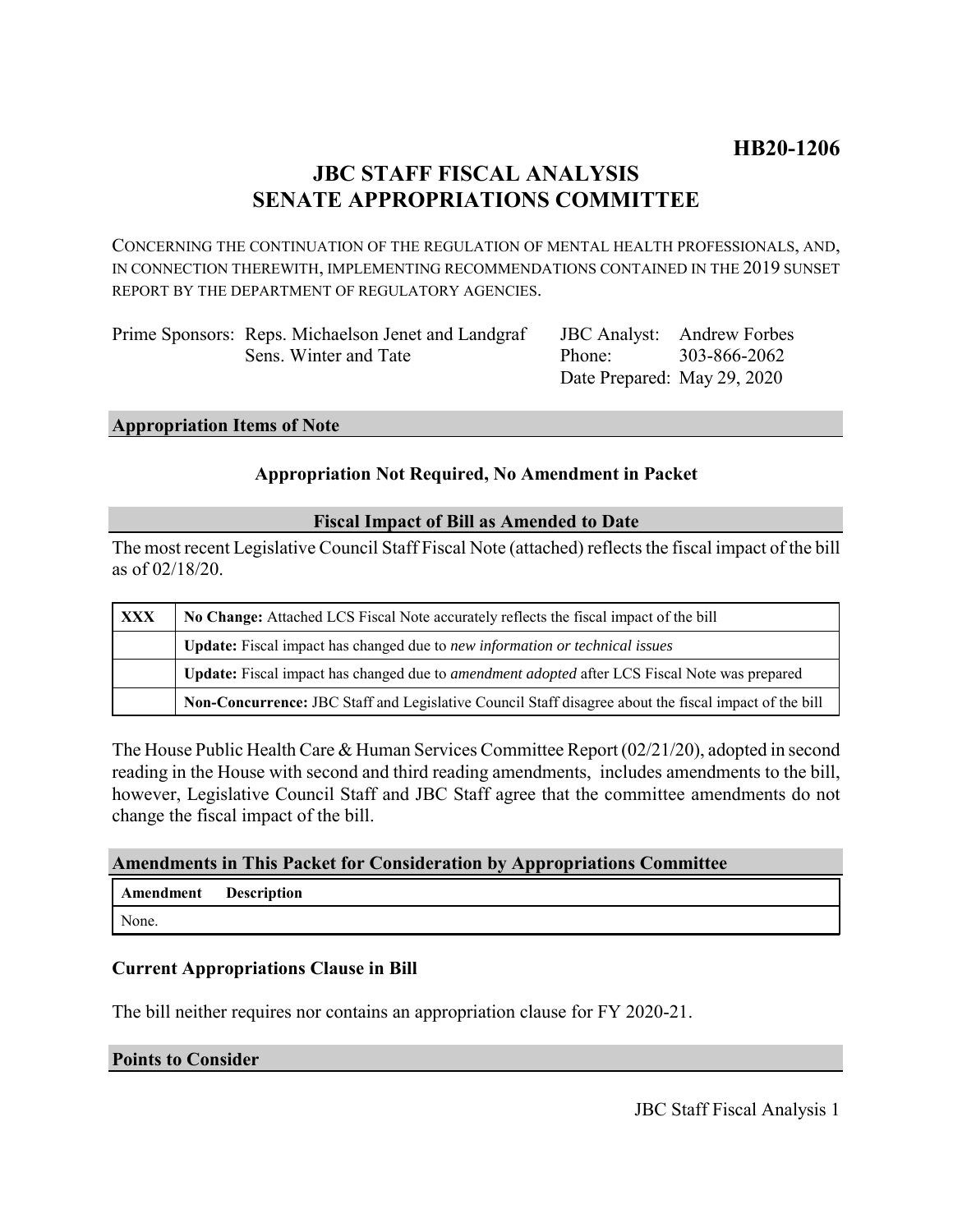**HB20-1206**

# JBC STAFF FISCAL ANALYSIS
# SENATE APPROPRIATIONS COMMITTEE

CONCERNING THE CONTINUATION OF THE REGULATION OF MENTAL HEALTH PROFESSIONALS, AND, IN CONNECTION THEREWITH, IMPLEMENTING RECOMMENDATIONS CONTAINED IN THE 2019 SUNSET REPORT BY THE DEPARTMENT OF REGULATORY AGENCIES.

| | | | |
|---|---|---|---|
| Prime Sponsors: | Reps. Michaelson Jenet and Landgraf<br>Sens. Winter and Tate | JBC Analyst:<br>Phone:<br>Date Prepared: | Andrew Forbes<br>303-866-2062<br>May 29, 2020 |

## Appropriation Items of Note

**Appropriation Not Required, No Amendment in Packet**

## Fiscal Impact of Bill as Amended to Date

The most recent Legislative Council Staff Fiscal Note (attached) reflects the fiscal impact of the bill as of 02/18/20.

| | |
|---|---|
| **XXX** | **No Change:** Attached LCS Fiscal Note accurately reflects the fiscal impact of the bill |
| | **Update:** Fiscal impact has changed due to *new information or technical issues* |
| | **Update:** Fiscal impact has changed due to *amendment adopted* after LCS Fiscal Note was prepared |
| | **Non-Concurrence:** JBC Staff and Legislative Council Staff disagree about the fiscal impact of the bill |

The House Public Health Care & Human Services Committee Report (02/21/20), adopted in second reading in the House with second and third reading amendments, includes amendments to the bill, however, Legislative Council Staff and JBC Staff agree that the committee amendments do not change the fiscal impact of the bill.

## Amendments in This Packet for Consideration by Appropriations Committee

| Amendment | Description |
|---|---|
| None. | |

### Current Appropriations Clause in Bill

The bill neither requires nor contains an appropriation clause for FY 2020-21.

## Points to Consider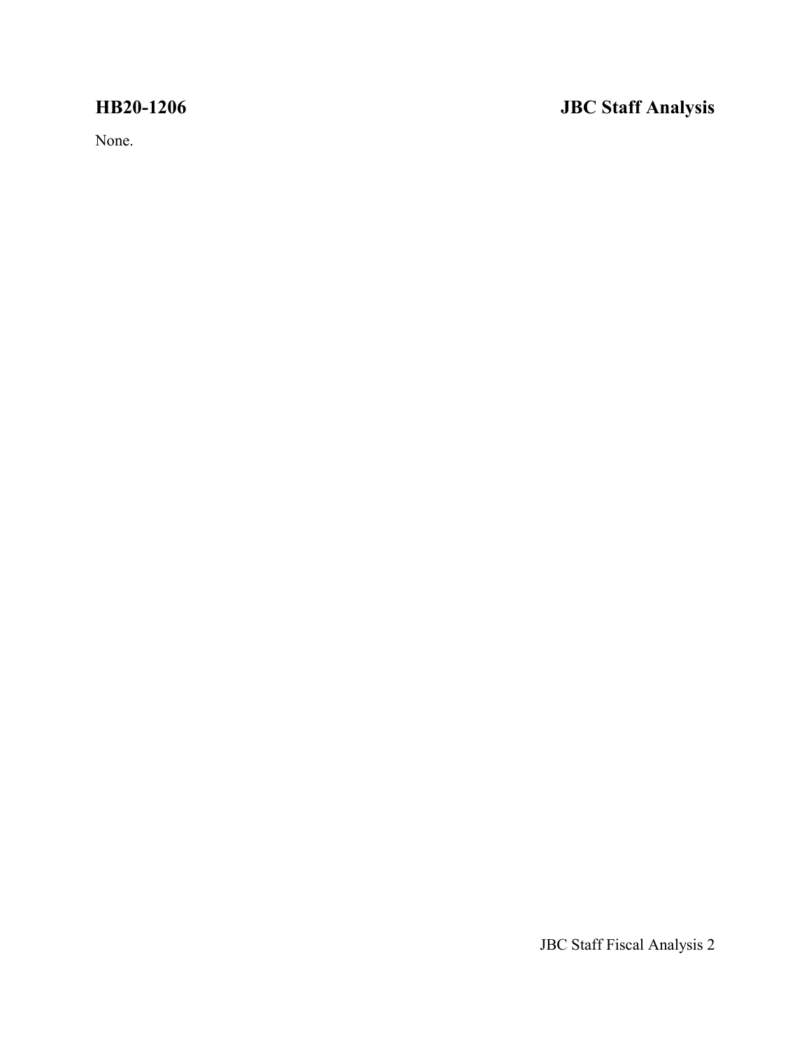None.